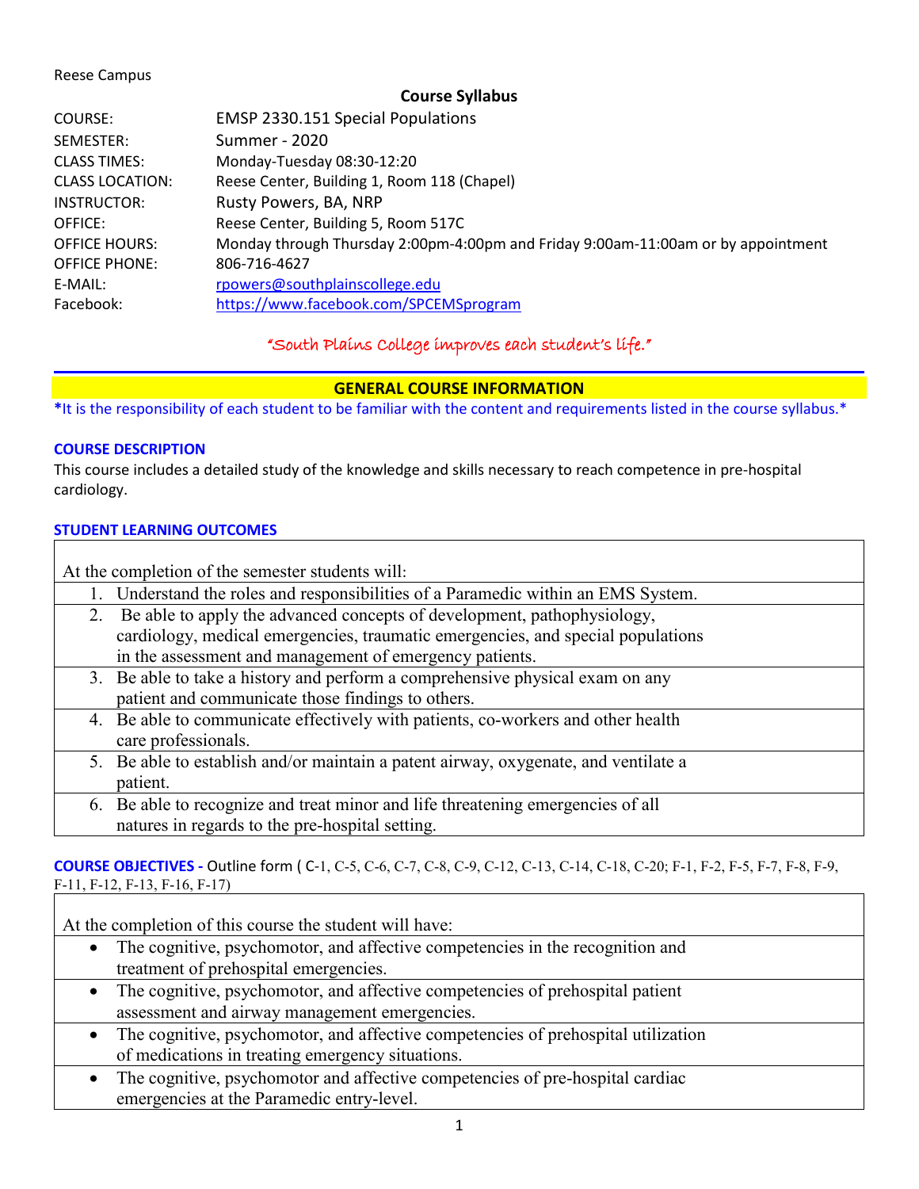Reese Campus

**Course Syllabus**

| | |
|---|---|
| COURSE: | EMSP 2330.151 Special Populations |
| SEMESTER: | Summer - 2020 |
| CLASS TIMES: | Monday-Tuesday 08:30-12:20 |
| CLASS LOCATION: | Reese Center, Building 1, Room 118 (Chapel) |
| INSTRUCTOR: | Rusty Powers, BA, NRP |
| OFFICE: | Reese Center, Building 5, Room 517C |
| OFFICE HOURS: | Monday through Thursday 2:00pm-4:00pm and Friday 9:00am-11:00am or by appointment |
| OFFICE PHONE: | 806-716-4627 |
| E-MAIL: | rpowers@southplainscollege.edu |
| Facebook: | https://www.facebook.com/SPCEMSprogram |

*"South Plains College improves each student's life."*

## GENERAL COURSE INFORMATION

*It is the responsibility of each student to be familiar with the content and requirements listed in the course syllabus.*

### COURSE DESCRIPTION

This course includes a detailed study of the knowledge and skills necessary to reach competence in pre-hospital cardiology.

### STUDENT LEARNING OUTCOMES

| At the completion of the semester students will: |
|---|
| 1. Understand the roles and responsibilities of a Paramedic within an EMS System. |
| 2. Be able to apply the advanced concepts of development, pathophysiology, cardiology, medical emergencies, traumatic emergencies, and special populations in the assessment and management of emergency patients. |
| 3. Be able to take a history and perform a comprehensive physical exam on any patient and communicate those findings to others. |
| 4. Be able to communicate effectively with patients, co-workers and other health care professionals. |
| 5. Be able to establish and/or maintain a patent airway, oxygenate, and ventilate a patient. |
| 6. Be able to recognize and treat minor and life threatening emergencies of all natures in regards to the pre-hospital setting. |

**COURSE OBJECTIVES -** Outline form ( C-1, C-5, C-6, C-7, C-8, C-9, C-12, C-13, C-14, C-18, C-20; F-1, F-2, F-5, F-7, F-8, F-9, F-11, F-12, F-13, F-16, F-17)

| At the completion of this course the student will have: |
|---|
| • The cognitive, psychomotor, and affective competencies in the recognition and treatment of prehospital emergencies. |
| • The cognitive, psychomotor, and affective competencies of prehospital patient assessment and airway management emergencies. |
| • The cognitive, psychomotor, and affective competencies of prehospital utilization of medications in treating emergency situations. |
| • The cognitive, psychomotor and affective competencies of pre-hospital cardiac emergencies at the Paramedic entry-level. |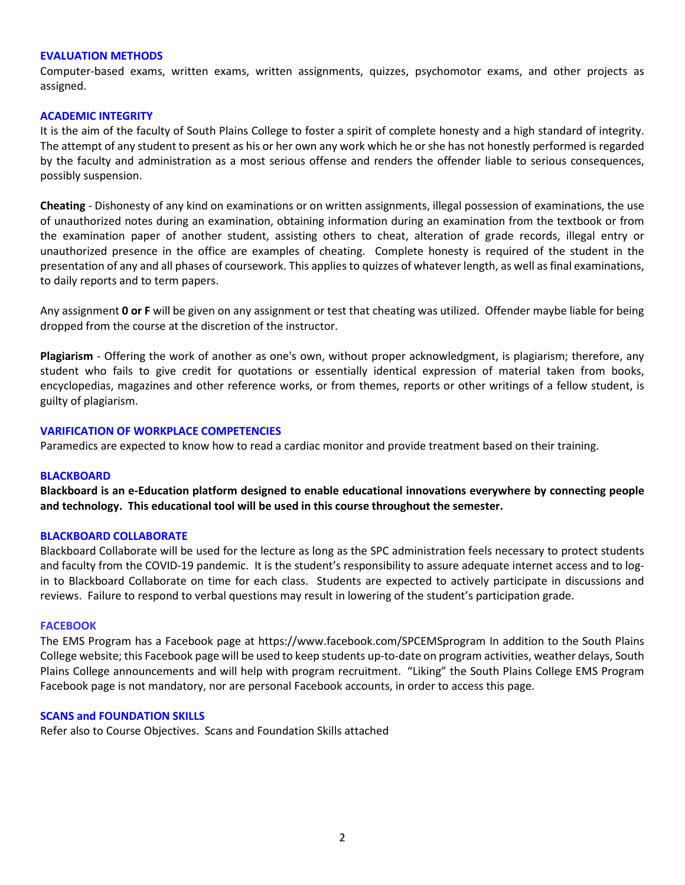## EVALUATION METHODS

Computer-based exams, written exams, written assignments, quizzes, psychomotor exams, and other projects as assigned.

## ACADEMIC INTEGRITY

It is the aim of the faculty of South Plains College to foster a spirit of complete honesty and a high standard of integrity. The attempt of any student to present as his or her own any work which he or she has not honestly performed is regarded by the faculty and administration as a most serious offense and renders the offender liable to serious consequences, possibly suspension.

**Cheating** - Dishonesty of any kind on examinations or on written assignments, illegal possession of examinations, the use of unauthorized notes during an examination, obtaining information during an examination from the textbook or from the examination paper of another student, assisting others to cheat, alteration of grade records, illegal entry or unauthorized presence in the office are examples of cheating. Complete honesty is required of the student in the presentation of any and all phases of coursework. This applies to quizzes of whatever length, as well as final examinations, to daily reports and to term papers.

Any assignment **0 or F** will be given on any assignment or test that cheating was utilized. Offender maybe liable for being dropped from the course at the discretion of the instructor.

**Plagiarism** - Offering the work of another as one's own, without proper acknowledgment, is plagiarism; therefore, any student who fails to give credit for quotations or essentially identical expression of material taken from books, encyclopedias, magazines and other reference works, or from themes, reports or other writings of a fellow student, is guilty of plagiarism.

## VARIFICATION OF WORKPLACE COMPETENCIES

Paramedics are expected to know how to read a cardiac monitor and provide treatment based on their training.

## BLACKBOARD

**Blackboard is an e-Education platform designed to enable educational innovations everywhere by connecting people and technology. This educational tool will be used in this course throughout the semester.**

## BLACKBOARD COLLABORATE

Blackboard Collaborate will be used for the lecture as long as the SPC administration feels necessary to protect students and faculty from the COVID-19 pandemic. It is the student's responsibility to assure adequate internet access and to log-in to Blackboard Collaborate on time for each class. Students are expected to actively participate in discussions and reviews. Failure to respond to verbal questions may result in lowering of the student's participation grade.

## FACEBOOK

The EMS Program has a Facebook page at https://www.facebook.com/SPCEMSprogram In addition to the South Plains College website; this Facebook page will be used to keep students up-to-date on program activities, weather delays, South Plains College announcements and will help with program recruitment. "Liking" the South Plains College EMS Program Facebook page is not mandatory, nor are personal Facebook accounts, in order to access this page.

## SCANS and FOUNDATION SKILLS

Refer also to Course Objectives. Scans and Foundation Skills attached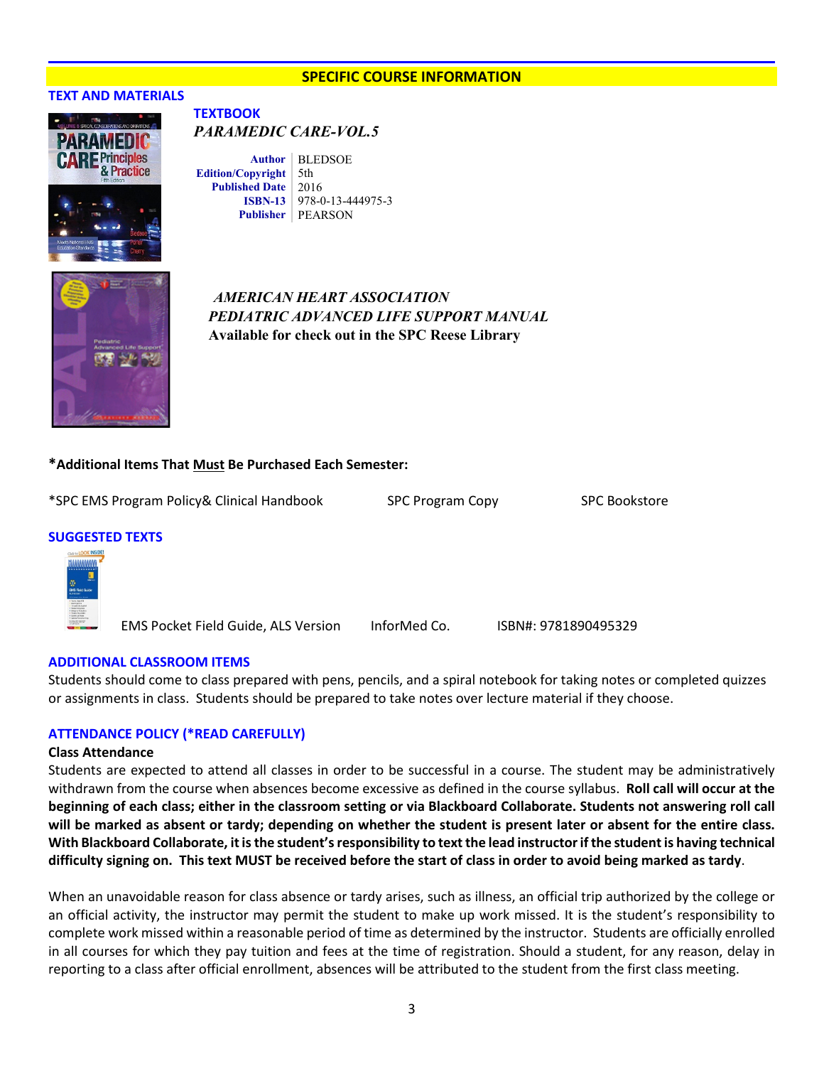## SPECIFIC COURSE INFORMATION

### TEXT AND MATERIALS

**TEXTBOOK**

***PARAMEDIC CARE-VOL.5***

| | |
|---|---|
| **Author** | BLEDSOE |
| **Edition/Copyright** | 5th |
| **Published Date** | 2016 |
| **ISBN-13** | 978-0-13-444975-3 |
| **Publisher** | PEARSON |

***AMERICAN HEART ASSOCIATION***
***PEDIATRIC ADVANCED LIFE SUPPORT MANUAL***
**Available for check out in the SPC Reese Library**

**\*Additional Items That Must Be Purchased Each Semester:**

| | | |
|---|---|---|
| *SPC EMS Program Policy& Clinical Handbook | SPC Program Copy | SPC Bookstore |

### SUGGESTED TEXTS

| | | |
|---|---|---|
| EMS Pocket Field Guide, ALS Version | InforMed Co. | ISBN#: 9781890495329 |

### ADDITIONAL CLASSROOM ITEMS

Students should come to class prepared with pens, pencils, and a spiral notebook for taking notes or completed quizzes or assignments in class. Students should be prepared to take notes over lecture material if they choose.

### ATTENDANCE POLICY (*READ CAREFULLY)

**Class Attendance**

Students are expected to attend all classes in order to be successful in a course. The student may be administratively withdrawn from the course when absences become excessive as defined in the course syllabus. **Roll call will occur at the beginning of each class; either in the classroom setting or via Blackboard Collaborate. Students not answering roll call will be marked as absent or tardy; depending on whether the student is present later or absent for the entire class. With Blackboard Collaborate, it is the student's responsibility to text the lead instructor if the student is having technical difficulty signing on. This text MUST be received before the start of class in order to avoid being marked as tardy**.

When an unavoidable reason for class absence or tardy arises, such as illness, an official trip authorized by the college or an official activity, the instructor may permit the student to make up work missed. It is the student's responsibility to complete work missed within a reasonable period of time as determined by the instructor. Students are officially enrolled in all courses for which they pay tuition and fees at the time of registration. Should a student, for any reason, delay in reporting to a class after official enrollment, absences will be attributed to the student from the first class meeting.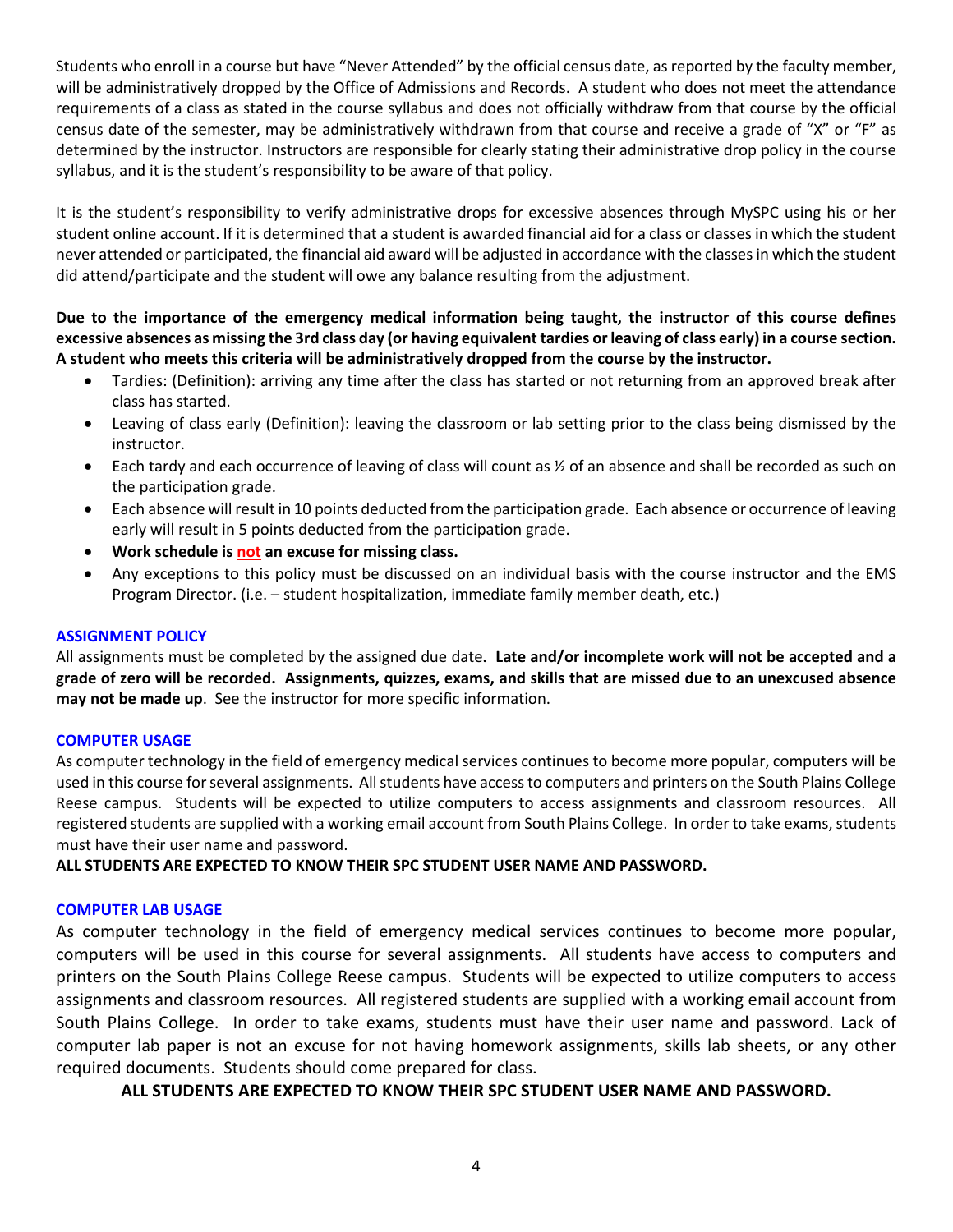Students who enroll in a course but have "Never Attended" by the official census date, as reported by the faculty member, will be administratively dropped by the Office of Admissions and Records. A student who does not meet the attendance requirements of a class as stated in the course syllabus and does not officially withdraw from that course by the official census date of the semester, may be administratively withdrawn from that course and receive a grade of "X" or "F" as determined by the instructor. Instructors are responsible for clearly stating their administrative drop policy in the course syllabus, and it is the student's responsibility to be aware of that policy.

It is the student's responsibility to verify administrative drops for excessive absences through MySPC using his or her student online account. If it is determined that a student is awarded financial aid for a class or classes in which the student never attended or participated, the financial aid award will be adjusted in accordance with the classes in which the student did attend/participate and the student will owe any balance resulting from the adjustment.

**Due to the importance of the emergency medical information being taught, the instructor of this course defines excessive absences as missing the 3rd class day (or having equivalent tardies or leaving of class early) in a course section. A student who meets this criteria will be administratively dropped from the course by the instructor.**

- Tardies: (Definition): arriving any time after the class has started or not returning from an approved break after class has started.
- Leaving of class early (Definition): leaving the classroom or lab setting prior to the class being dismissed by the instructor.
- Each tardy and each occurrence of leaving of class will count as ½ of an absence and shall be recorded as such on the participation grade.
- Each absence will result in 10 points deducted from the participation grade. Each absence or occurrence of leaving early will result in 5 points deducted from the participation grade.
- **Work schedule is not an excuse for missing class.**
- Any exceptions to this policy must be discussed on an individual basis with the course instructor and the EMS Program Director. (i.e. – student hospitalization, immediate family member death, etc.)

### ASSIGNMENT POLICY

All assignments must be completed by the assigned due date**. Late and/or incomplete work will not be accepted and a grade of zero will be recorded. Assignments, quizzes, exams, and skills that are missed due to an unexcused absence may not be made up**. See the instructor for more specific information.

### COMPUTER USAGE

As computer technology in the field of emergency medical services continues to become more popular, computers will be used in this course for several assignments. All students have access to computers and printers on the South Plains College Reese campus. Students will be expected to utilize computers to access assignments and classroom resources. All registered students are supplied with a working email account from South Plains College. In order to take exams, students must have their user name and password.

**ALL STUDENTS ARE EXPECTED TO KNOW THEIR SPC STUDENT USER NAME AND PASSWORD.**

### COMPUTER LAB USAGE

As computer technology in the field of emergency medical services continues to become more popular, computers will be used in this course for several assignments. All students have access to computers and printers on the South Plains College Reese campus. Students will be expected to utilize computers to access assignments and classroom resources. All registered students are supplied with a working email account from South Plains College. In order to take exams, students must have their user name and password. Lack of computer lab paper is not an excuse for not having homework assignments, skills lab sheets, or any other required documents. Students should come prepared for class.

**ALL STUDENTS ARE EXPECTED TO KNOW THEIR SPC STUDENT USER NAME AND PASSWORD.**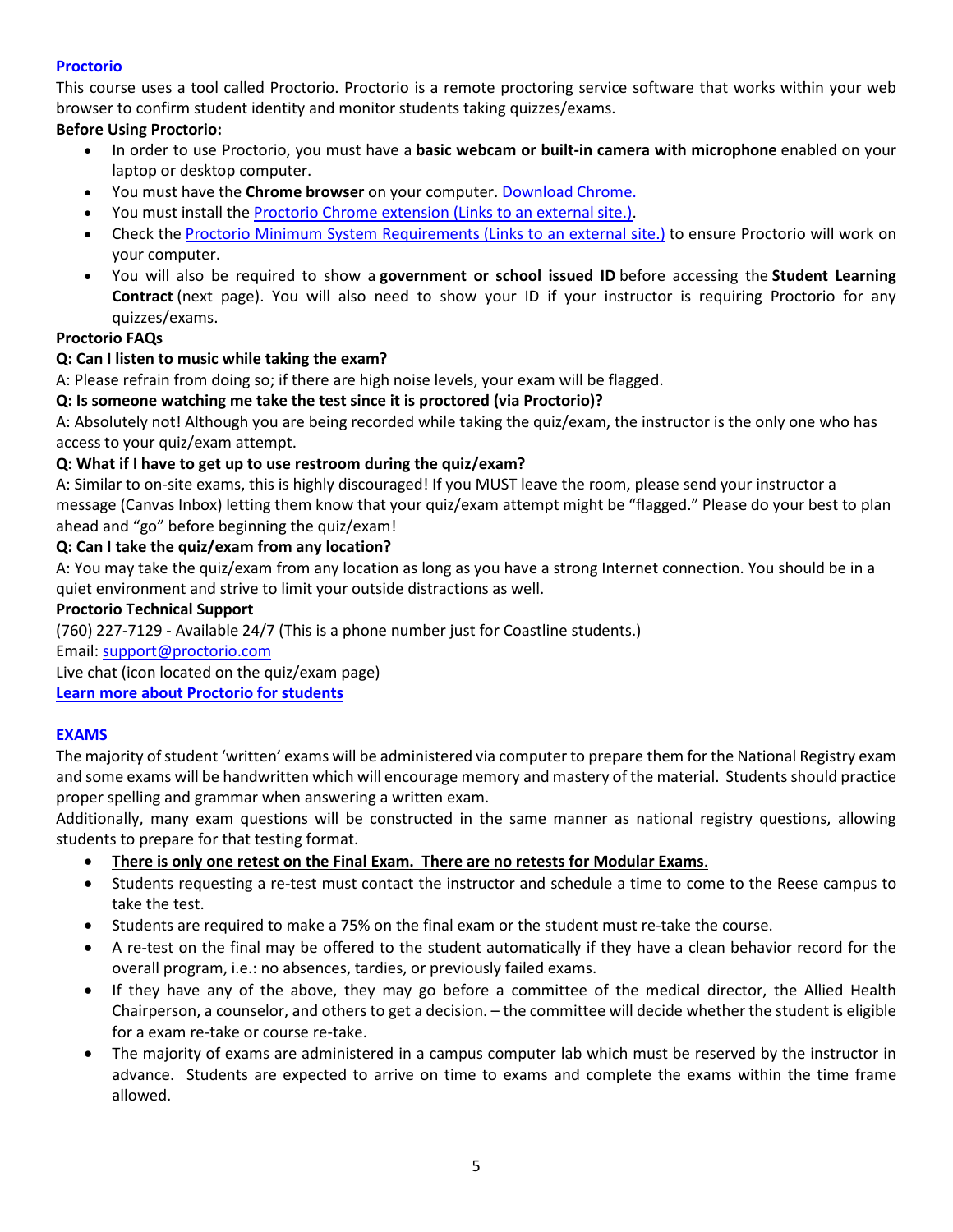## Proctorio

This course uses a tool called Proctorio. Proctorio is a remote proctoring service software that works within your web browser to confirm student identity and monitor students taking quizzes/exams.

**Before Using Proctorio:**

- In order to use Proctorio, you must have a **basic webcam or built-in camera with microphone** enabled on your laptop or desktop computer.
- You must have the **Chrome browser** on your computer. Download Chrome.
- You must install the Proctorio Chrome extension (Links to an external site.).
- Check the Proctorio Minimum System Requirements (Links to an external site.) to ensure Proctorio will work on your computer.
- You will also be required to show a **government or school issued ID** before accessing the **Student Learning Contract** (next page). You will also need to show your ID if your instructor is requiring Proctorio for any quizzes/exams.

**Proctorio FAQs**

**Q: Can I listen to music while taking the exam?**

A: Please refrain from doing so; if there are high noise levels, your exam will be flagged.

**Q: Is someone watching me take the test since it is proctored (via Proctorio)?**

A: Absolutely not! Although you are being recorded while taking the quiz/exam, the instructor is the only one who has access to your quiz/exam attempt.

**Q: What if I have to get up to use restroom during the quiz/exam?**

A: Similar to on-site exams, this is highly discouraged! If you MUST leave the room, please send your instructor a message (Canvas Inbox) letting them know that your quiz/exam attempt might be "flagged." Please do your best to plan ahead and "go" before beginning the quiz/exam!

**Q: Can I take the quiz/exam from any location?**

A: You may take the quiz/exam from any location as long as you have a strong Internet connection. You should be in a quiet environment and strive to limit your outside distractions as well.

**Proctorio Technical Support**

(760) 227-7129 - Available 24/7 (This is a phone number just for Coastline students.)

Email: support@proctorio.com

Live chat (icon located on the quiz/exam page)

**Learn more about Proctorio for students**

## EXAMS

The majority of student 'written' exams will be administered via computer to prepare them for the National Registry exam and some exams will be handwritten which will encourage memory and mastery of the material. Students should practice proper spelling and grammar when answering a written exam.

Additionally, many exam questions will be constructed in the same manner as national registry questions, allowing students to prepare for that testing format.

- **There is only one retest on the Final Exam. There are no retests for Modular Exams**.
- Students requesting a re-test must contact the instructor and schedule a time to come to the Reese campus to take the test.
- Students are required to make a 75% on the final exam or the student must re-take the course.
- A re-test on the final may be offered to the student automatically if they have a clean behavior record for the overall program, i.e.: no absences, tardies, or previously failed exams.
- If they have any of the above, they may go before a committee of the medical director, the Allied Health Chairperson, a counselor, and others to get a decision. – the committee will decide whether the student is eligible for a exam re-take or course re-take.
- The majority of exams are administered in a campus computer lab which must be reserved by the instructor in advance. Students are expected to arrive on time to exams and complete the exams within the time frame allowed.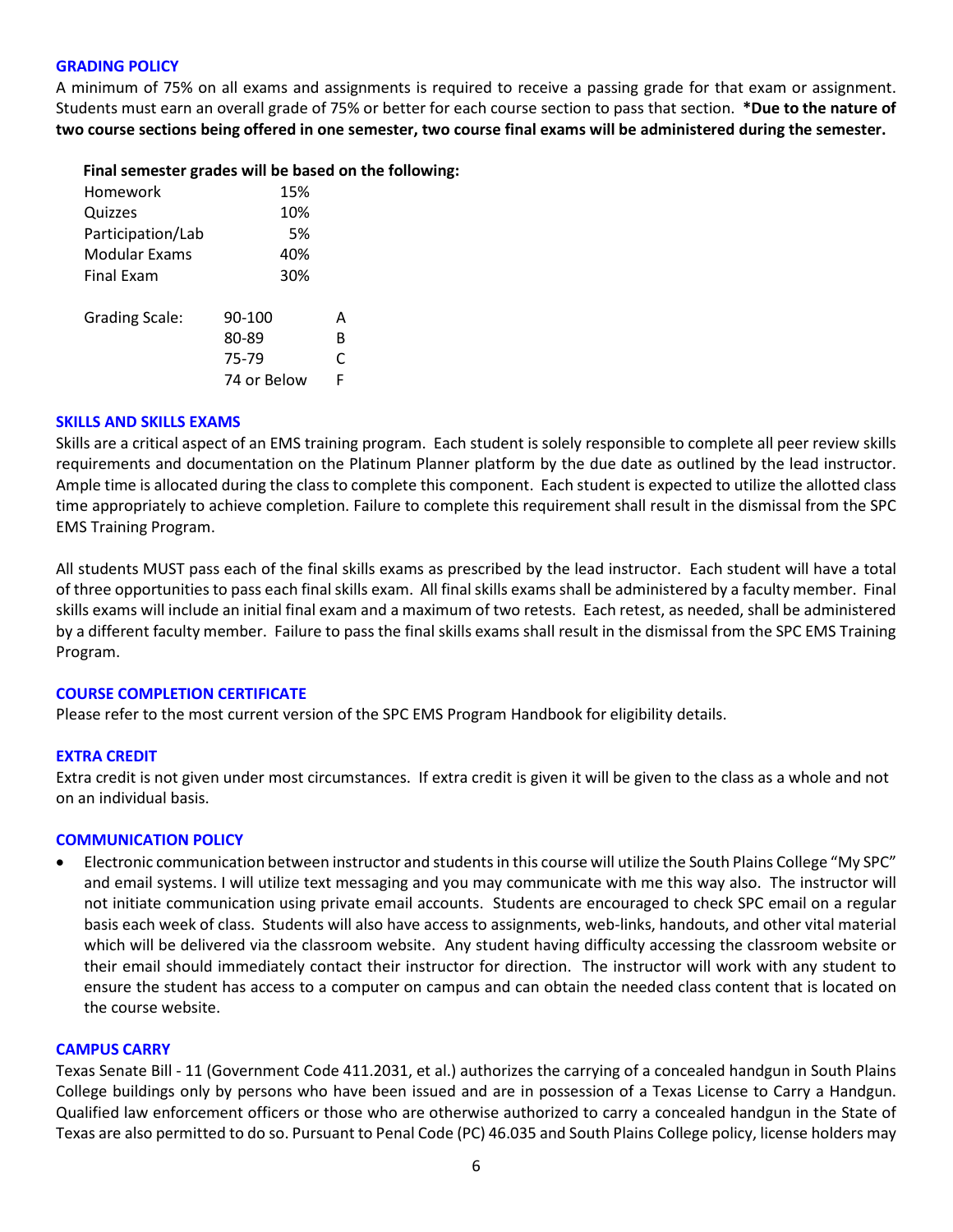## GRADING POLICY

A minimum of 75% on all exams and assignments is required to receive a passing grade for that exam or assignment. Students must earn an overall grade of 75% or better for each course section to pass that section. **\*Due to the nature of two course sections being offered in one semester, two course final exams will be administered during the semester.**

**Final semester grades will be based on the following:**

| | |
|---|---|
| Homework | 15% |
| Quizzes | 10% |
| Participation/Lab | 5% |
| Modular Exams | 40% |
| Final Exam | 30% |

| Grading Scale: | | |
|---|---|---|
| | 90-100 | A |
| | 80-89 | B |
| | 75-79 | C |
| | 74 or Below | F |

## SKILLS AND SKILLS EXAMS

Skills are a critical aspect of an EMS training program. Each student is solely responsible to complete all peer review skills requirements and documentation on the Platinum Planner platform by the due date as outlined by the lead instructor. Ample time is allocated during the class to complete this component. Each student is expected to utilize the allotted class time appropriately to achieve completion. Failure to complete this requirement shall result in the dismissal from the SPC EMS Training Program.

All students MUST pass each of the final skills exams as prescribed by the lead instructor. Each student will have a total of three opportunities to pass each final skills exam. All final skills exams shall be administered by a faculty member. Final skills exams will include an initial final exam and a maximum of two retests. Each retest, as needed, shall be administered by a different faculty member. Failure to pass the final skills exams shall result in the dismissal from the SPC EMS Training Program.

## COURSE COMPLETION CERTIFICATE

Please refer to the most current version of the SPC EMS Program Handbook for eligibility details.

## EXTRA CREDIT

Extra credit is not given under most circumstances. If extra credit is given it will be given to the class as a whole and not on an individual basis.

## COMMUNICATION POLICY

- Electronic communication between instructor and students in this course will utilize the South Plains College "My SPC" and email systems. I will utilize text messaging and you may communicate with me this way also. The instructor will not initiate communication using private email accounts. Students are encouraged to check SPC email on a regular basis each week of class. Students will also have access to assignments, web-links, handouts, and other vital material which will be delivered via the classroom website. Any student having difficulty accessing the classroom website or their email should immediately contact their instructor for direction. The instructor will work with any student to ensure the student has access to a computer on campus and can obtain the needed class content that is located on the course website.

## CAMPUS CARRY

Texas Senate Bill - 11 (Government Code 411.2031, et al.) authorizes the carrying of a concealed handgun in South Plains College buildings only by persons who have been issued and are in possession of a Texas License to Carry a Handgun. Qualified law enforcement officers or those who are otherwise authorized to carry a concealed handgun in the State of Texas are also permitted to do so. Pursuant to Penal Code (PC) 46.035 and South Plains College policy, license holders may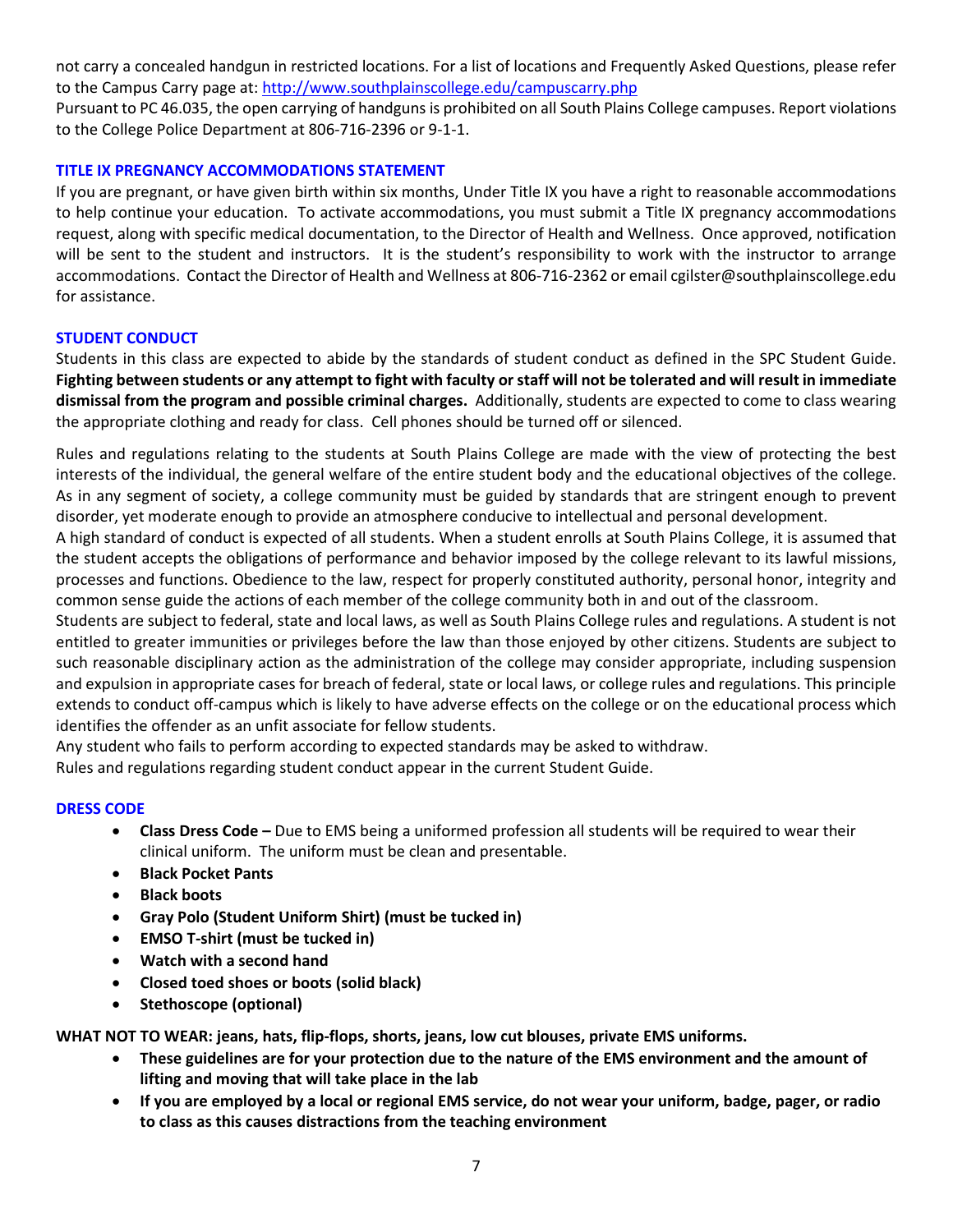not carry a concealed handgun in restricted locations. For a list of locations and Frequently Asked Questions, please refer to the Campus Carry page at: http://www.southplainscollege.edu/campuscarry.php

Pursuant to PC 46.035, the open carrying of handguns is prohibited on all South Plains College campuses. Report violations to the College Police Department at 806-716-2396 or 9-1-1.

## TITLE IX PREGNANCY ACCOMMODATIONS STATEMENT

If you are pregnant, or have given birth within six months, Under Title IX you have a right to reasonable accommodations to help continue your education. To activate accommodations, you must submit a Title IX pregnancy accommodations request, along with specific medical documentation, to the Director of Health and Wellness. Once approved, notification will be sent to the student and instructors. It is the student's responsibility to work with the instructor to arrange accommodations. Contact the Director of Health and Wellness at 806-716-2362 or email cgilster@southplainscollege.edu for assistance.

## STUDENT CONDUCT

Students in this class are expected to abide by the standards of student conduct as defined in the SPC Student Guide. **Fighting between students or any attempt to fight with faculty or staff will not be tolerated and will result in immediate dismissal from the program and possible criminal charges.** Additionally, students are expected to come to class wearing the appropriate clothing and ready for class. Cell phones should be turned off or silenced.

Rules and regulations relating to the students at South Plains College are made with the view of protecting the best interests of the individual, the general welfare of the entire student body and the educational objectives of the college. As in any segment of society, a college community must be guided by standards that are stringent enough to prevent disorder, yet moderate enough to provide an atmosphere conducive to intellectual and personal development.

A high standard of conduct is expected of all students. When a student enrolls at South Plains College, it is assumed that the student accepts the obligations of performance and behavior imposed by the college relevant to its lawful missions, processes and functions. Obedience to the law, respect for properly constituted authority, personal honor, integrity and common sense guide the actions of each member of the college community both in and out of the classroom.

Students are subject to federal, state and local laws, as well as South Plains College rules and regulations. A student is not entitled to greater immunities or privileges before the law than those enjoyed by other citizens. Students are subject to such reasonable disciplinary action as the administration of the college may consider appropriate, including suspension and expulsion in appropriate cases for breach of federal, state or local laws, or college rules and regulations. This principle extends to conduct off-campus which is likely to have adverse effects on the college or on the educational process which identifies the offender as an unfit associate for fellow students.

Any student who fails to perform according to expected standards may be asked to withdraw.

Rules and regulations regarding student conduct appear in the current Student Guide.

## DRESS CODE

- **Class Dress Code –** Due to EMS being a uniformed profession all students will be required to wear their clinical uniform. The uniform must be clean and presentable.
- **Black Pocket Pants**
- **Black boots**
- **Gray Polo (Student Uniform Shirt) (must be tucked in)**
- **EMSO T-shirt (must be tucked in)**
- **Watch with a second hand**
- **Closed toed shoes or boots (solid black)**
- **Stethoscope (optional)**

**WHAT NOT TO WEAR: jeans, hats, flip-flops, shorts, jeans, low cut blouses, private EMS uniforms.**

- **These guidelines are for your protection due to the nature of the EMS environment and the amount of lifting and moving that will take place in the lab**
- **If you are employed by a local or regional EMS service, do not wear your uniform, badge, pager, or radio to class as this causes distractions from the teaching environment**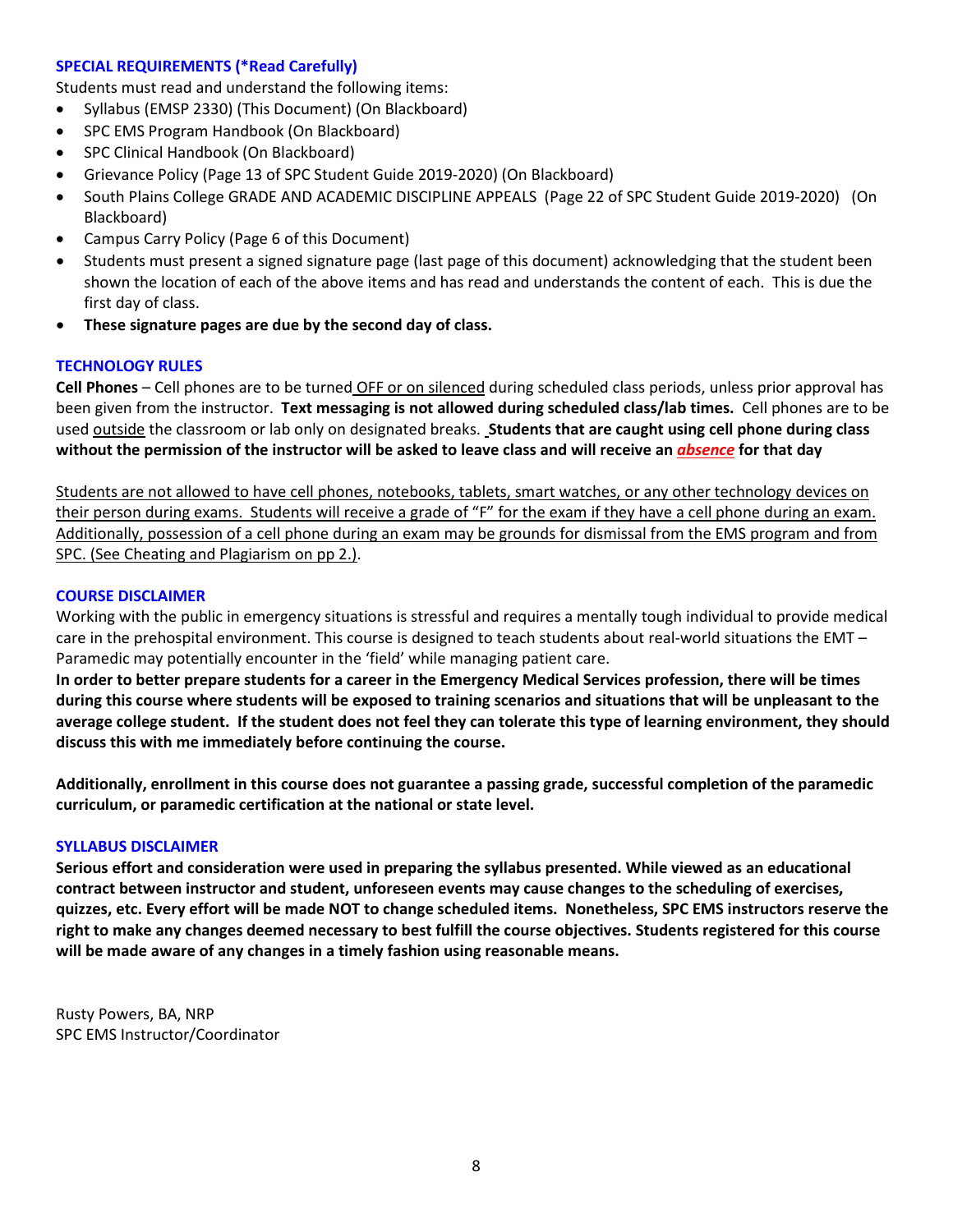### SPECIAL REQUIREMENTS (*Read Carefully)

Students must read and understand the following items:

- Syllabus (EMSP 2330) (This Document) (On Blackboard)
- SPC EMS Program Handbook (On Blackboard)
- SPC Clinical Handbook (On Blackboard)
- Grievance Policy (Page 13 of SPC Student Guide 2019-2020) (On Blackboard)
- South Plains College GRADE AND ACADEMIC DISCIPLINE APPEALS (Page 22 of SPC Student Guide 2019-2020) (On Blackboard)
- Campus Carry Policy (Page 6 of this Document)
- Students must present a signed signature page (last page of this document) acknowledging that the student been shown the location of each of the above items and has read and understands the content of each. This is due the first day of class.
- **These signature pages are due by the second day of class.**

### TECHNOLOGY RULES

**Cell Phones** – Cell phones are to be turned OFF or on silenced during scheduled class periods, unless prior approval has been given from the instructor. **Text messaging is not allowed during scheduled class/lab times.** Cell phones are to be used outside the classroom or lab only on designated breaks. **Students that are caught using cell phone during class without the permission of the instructor will be asked to leave class and will receive an *absence* for that day**

Students are not allowed to have cell phones, notebooks, tablets, smart watches, or any other technology devices on their person during exams. Students will receive a grade of "F" for the exam if they have a cell phone during an exam. Additionally, possession of a cell phone during an exam may be grounds for dismissal from the EMS program and from SPC. (See Cheating and Plagiarism on pp 2.).

### COURSE DISCLAIMER

Working with the public in emergency situations is stressful and requires a mentally tough individual to provide medical care in the prehospital environment. This course is designed to teach students about real-world situations the EMT – Paramedic may potentially encounter in the 'field' while managing patient care.

**In order to better prepare students for a career in the Emergency Medical Services profession, there will be times during this course where students will be exposed to training scenarios and situations that will be unpleasant to the average college student. If the student does not feel they can tolerate this type of learning environment, they should discuss this with me immediately before continuing the course.**

**Additionally, enrollment in this course does not guarantee a passing grade, successful completion of the paramedic curriculum, or paramedic certification at the national or state level.**

### SYLLABUS DISCLAIMER

**Serious effort and consideration were used in preparing the syllabus presented. While viewed as an educational contract between instructor and student, unforeseen events may cause changes to the scheduling of exercises, quizzes, etc. Every effort will be made NOT to change scheduled items. Nonetheless, SPC EMS instructors reserve the right to make any changes deemed necessary to best fulfill the course objectives. Students registered for this course will be made aware of any changes in a timely fashion using reasonable means.**

Rusty Powers, BA, NRP
SPC EMS Instructor/Coordinator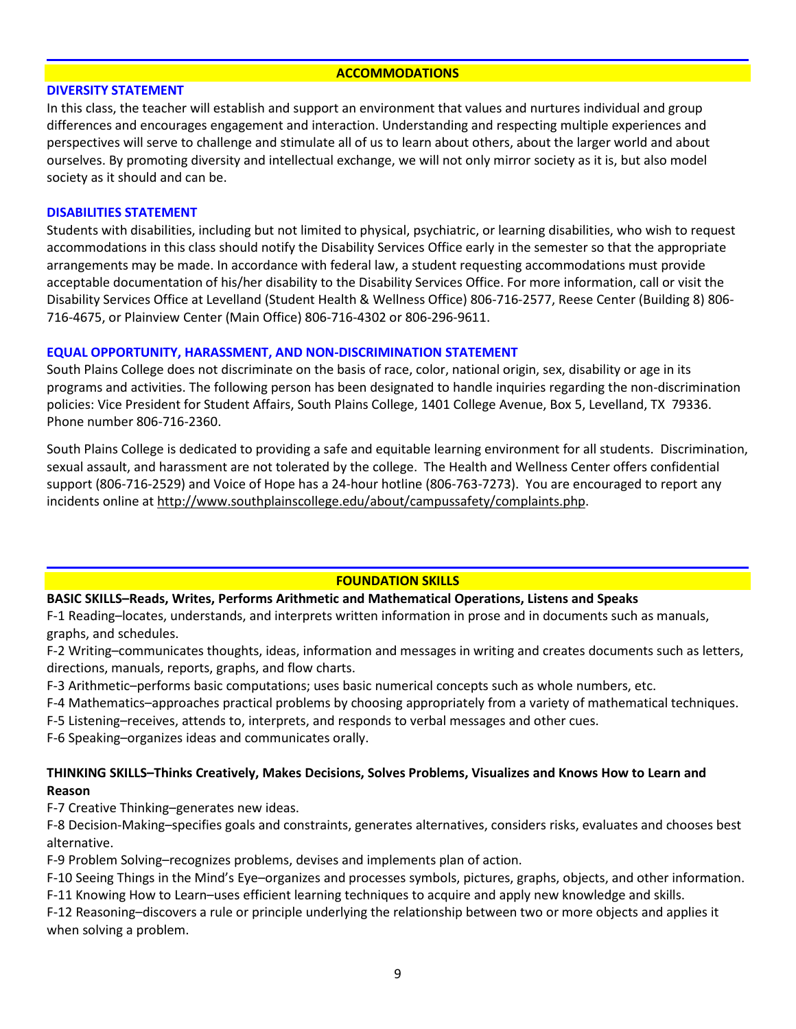## ACCOMMODATIONS

### DIVERSITY STATEMENT

In this class, the teacher will establish and support an environment that values and nurtures individual and group differences and encourages engagement and interaction. Understanding and respecting multiple experiences and perspectives will serve to challenge and stimulate all of us to learn about others, about the larger world and about ourselves. By promoting diversity and intellectual exchange, we will not only mirror society as it is, but also model society as it should and can be.

### DISABILITIES STATEMENT

Students with disabilities, including but not limited to physical, psychiatric, or learning disabilities, who wish to request accommodations in this class should notify the Disability Services Office early in the semester so that the appropriate arrangements may be made. In accordance with federal law, a student requesting accommodations must provide acceptable documentation of his/her disability to the Disability Services Office. For more information, call or visit the Disability Services Office at Levelland (Student Health & Wellness Office) 806-716-2577, Reese Center (Building 8) 806-716-4675, or Plainview Center (Main Office) 806-716-4302 or 806-296-9611.

### EQUAL OPPORTUNITY, HARASSMENT, AND NON-DISCRIMINATION STATEMENT

South Plains College does not discriminate on the basis of race, color, national origin, sex, disability or age in its programs and activities. The following person has been designated to handle inquiries regarding the non-discrimination policies: Vice President for Student Affairs, South Plains College, 1401 College Avenue, Box 5, Levelland, TX 79336. Phone number 806-716-2360.

South Plains College is dedicated to providing a safe and equitable learning environment for all students. Discrimination, sexual assault, and harassment are not tolerated by the college. The Health and Wellness Center offers confidential support (806-716-2529) and Voice of Hope has a 24-hour hotline (806-763-7273). You are encouraged to report any incidents online at http://www.southplainscollege.edu/about/campussafety/complaints.php.

## FOUNDATION SKILLS

**BASIC SKILLS–Reads, Writes, Performs Arithmetic and Mathematical Operations, Listens and Speaks**

F-1 Reading–locates, understands, and interprets written information in prose and in documents such as manuals, graphs, and schedules.

F-2 Writing–communicates thoughts, ideas, information and messages in writing and creates documents such as letters, directions, manuals, reports, graphs, and flow charts.

F-3 Arithmetic–performs basic computations; uses basic numerical concepts such as whole numbers, etc.

F-4 Mathematics–approaches practical problems by choosing appropriately from a variety of mathematical techniques.

F-5 Listening–receives, attends to, interprets, and responds to verbal messages and other cues.

F-6 Speaking–organizes ideas and communicates orally.

**THINKING SKILLS–Thinks Creatively, Makes Decisions, Solves Problems, Visualizes and Knows How to Learn and Reason**

F-7 Creative Thinking–generates new ideas.

F-8 Decision-Making–specifies goals and constraints, generates alternatives, considers risks, evaluates and chooses best alternative.

F-9 Problem Solving–recognizes problems, devises and implements plan of action.

F-10 Seeing Things in the Mind's Eye–organizes and processes symbols, pictures, graphs, objects, and other information.

F-11 Knowing How to Learn–uses efficient learning techniques to acquire and apply new knowledge and skills.

F-12 Reasoning–discovers a rule or principle underlying the relationship between two or more objects and applies it when solving a problem.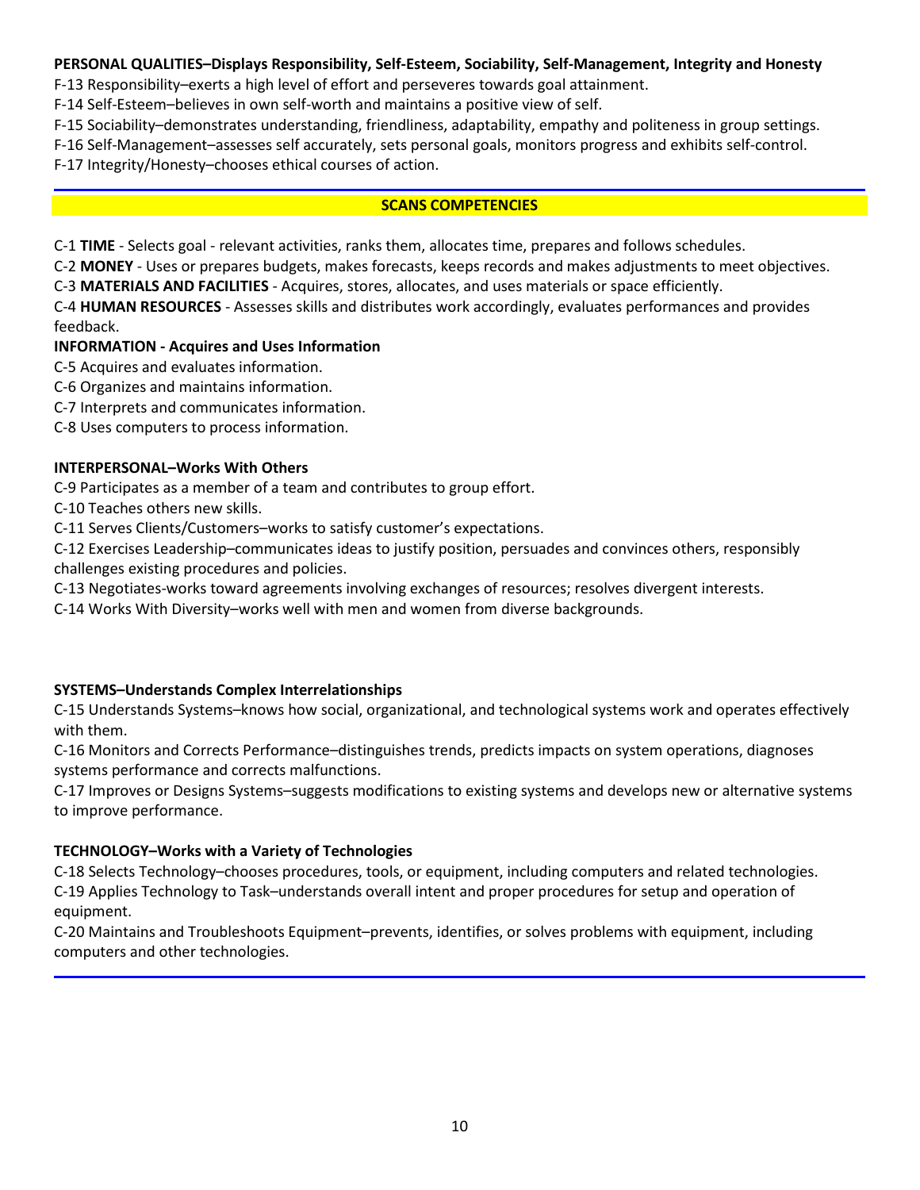**PERSONAL QUALITIES–Displays Responsibility, Self-Esteem, Sociability, Self-Management, Integrity and Honesty**

F-13 Responsibility–exerts a high level of effort and perseveres towards goal attainment.

F-14 Self-Esteem–believes in own self-worth and maintains a positive view of self.

F-15 Sociability–demonstrates understanding, friendliness, adaptability, empathy and politeness in group settings.

F-16 Self-Management–assesses self accurately, sets personal goals, monitors progress and exhibits self-control.

F-17 Integrity/Honesty–chooses ethical courses of action.

## SCANS COMPETENCIES

C-1 **TIME** - Selects goal - relevant activities, ranks them, allocates time, prepares and follows schedules.

C-2 **MONEY** - Uses or prepares budgets, makes forecasts, keeps records and makes adjustments to meet objectives.

C-3 **MATERIALS AND FACILITIES** - Acquires, stores, allocates, and uses materials or space efficiently.

C-4 **HUMAN RESOURCES** - Assesses skills and distributes work accordingly, evaluates performances and provides feedback.

**INFORMATION - Acquires and Uses Information**

C-5 Acquires and evaluates information.

C-6 Organizes and maintains information.

C-7 Interprets and communicates information.

C-8 Uses computers to process information.

**INTERPERSONAL–Works With Others**

C-9 Participates as a member of a team and contributes to group effort.

C-10 Teaches others new skills.

C-11 Serves Clients/Customers–works to satisfy customer's expectations.

C-12 Exercises Leadership–communicates ideas to justify position, persuades and convinces others, responsibly challenges existing procedures and policies.

C-13 Negotiates-works toward agreements involving exchanges of resources; resolves divergent interests.

C-14 Works With Diversity–works well with men and women from diverse backgrounds.

**SYSTEMS–Understands Complex Interrelationships**

C-15 Understands Systems–knows how social, organizational, and technological systems work and operates effectively with them.

C-16 Monitors and Corrects Performance–distinguishes trends, predicts impacts on system operations, diagnoses systems performance and corrects malfunctions.

C-17 Improves or Designs Systems–suggests modifications to existing systems and develops new or alternative systems to improve performance.

**TECHNOLOGY–Works with a Variety of Technologies**

C-18 Selects Technology–chooses procedures, tools, or equipment, including computers and related technologies.

C-19 Applies Technology to Task–understands overall intent and proper procedures for setup and operation of equipment.

C-20 Maintains and Troubleshoots Equipment–prevents, identifies, or solves problems with equipment, including computers and other technologies.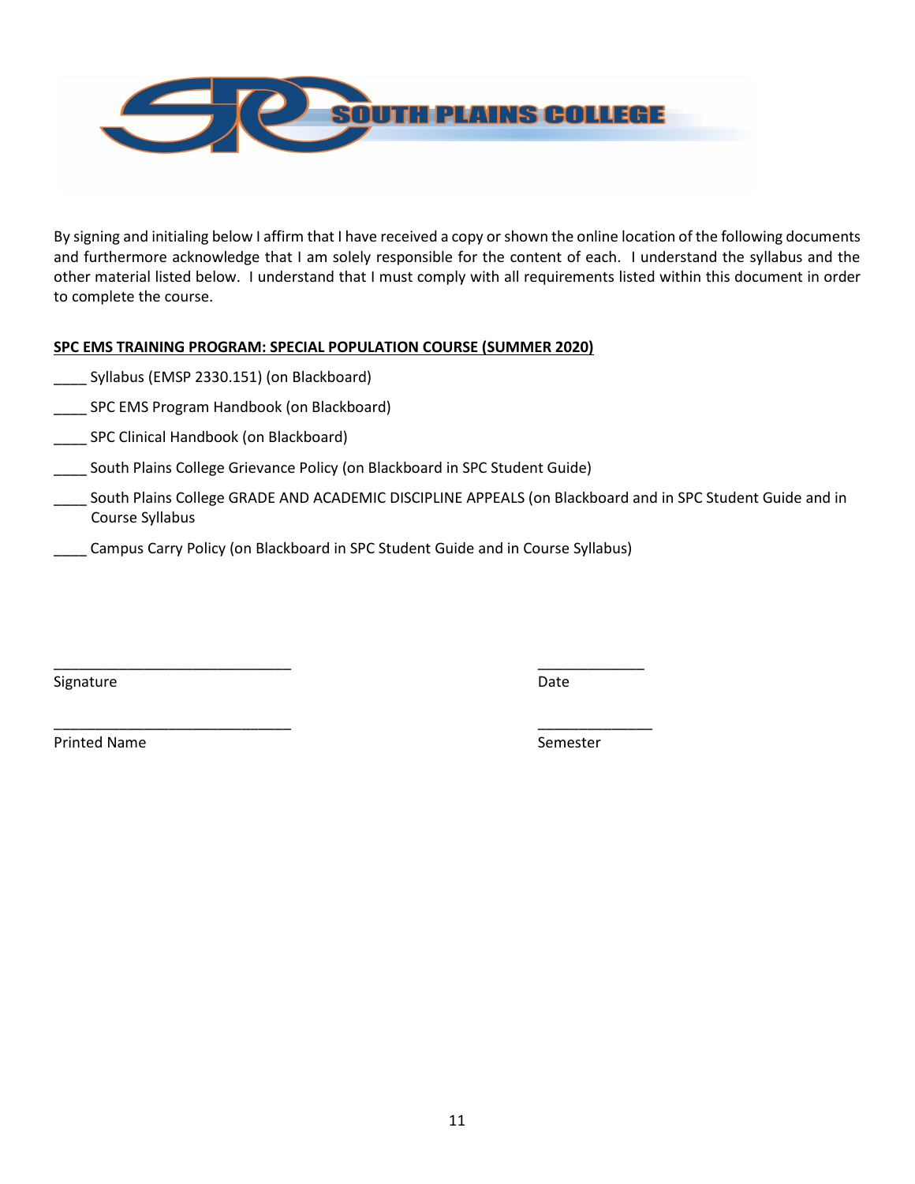SOUTH PLAINS COLLEGE

By signing and initialing below I affirm that I have received a copy or shown the online location of the following documents and furthermore acknowledge that I am solely responsible for the content of each. I understand the syllabus and the other material listed below. I understand that I must comply with all requirements listed within this document in order to complete the course.

**SPC EMS TRAINING PROGRAM: SPECIAL POPULATION COURSE (SUMMER 2020)**

____ Syllabus (EMSP 2330.151) (on Blackboard)

____ SPC EMS Program Handbook (on Blackboard)

____ SPC Clinical Handbook (on Blackboard)

____ South Plains College Grievance Policy (on Blackboard in SPC Student Guide)

____ South Plains College GRADE AND ACADEMIC DISCIPLINE APPEALS (on Blackboard and in SPC Student Guide and in Course Syllabus

____ Campus Carry Policy (on Blackboard in SPC Student Guide and in Course Syllabus)

_____________________________ _____________

Signature Date

_____________________________ ______________

Printed Name Semester